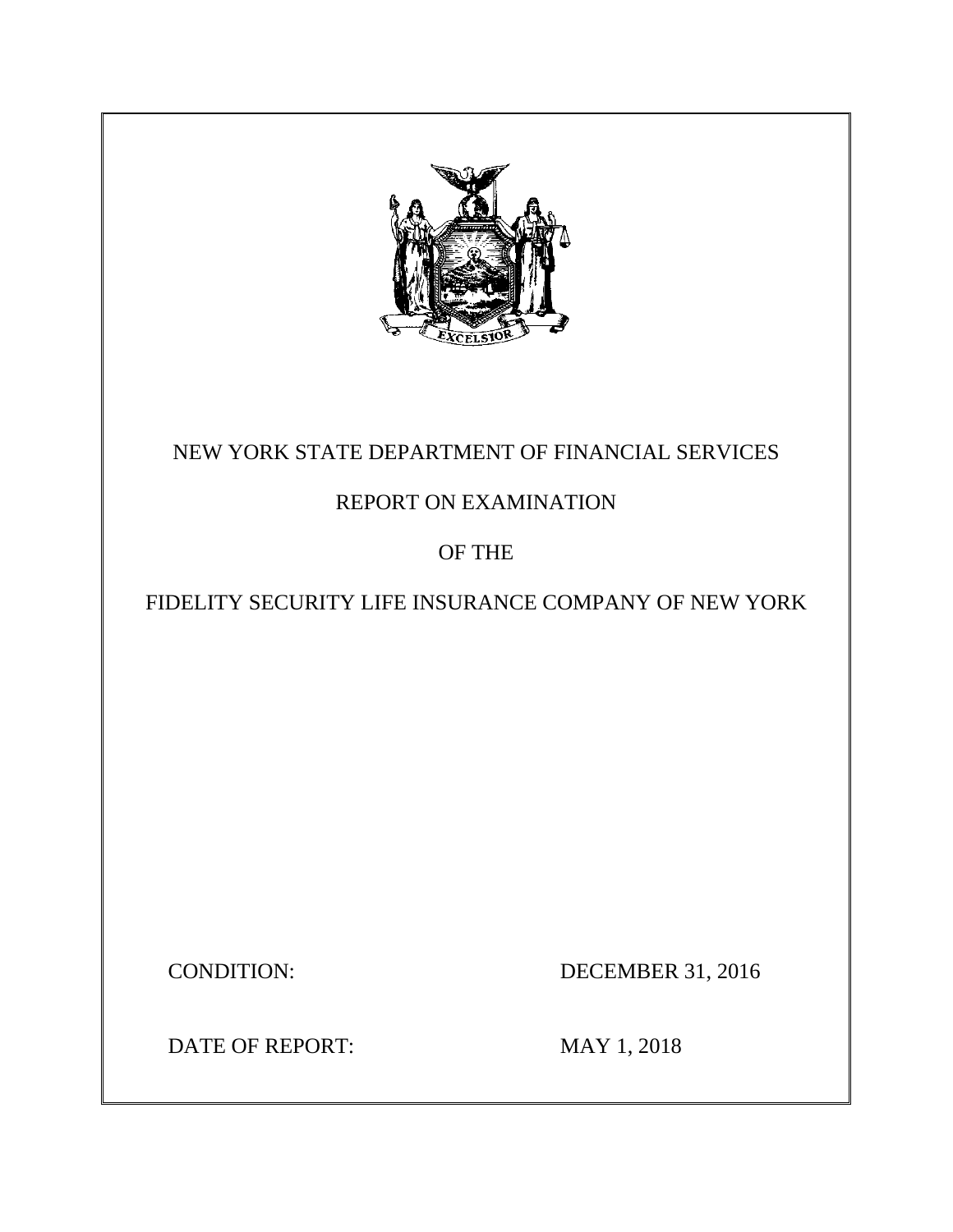NEW YORK STATE DEPARTMENT OF FINANCIAL SERVICES

REPORT ON EXAMINATION

OF THE

FIDELITY SECURITY LIFE INSURANCE COMPANY OF NEW YORK

CONDITION: DECEMBER 31, 2016

DATE OF REPORT: MAY 1, 2018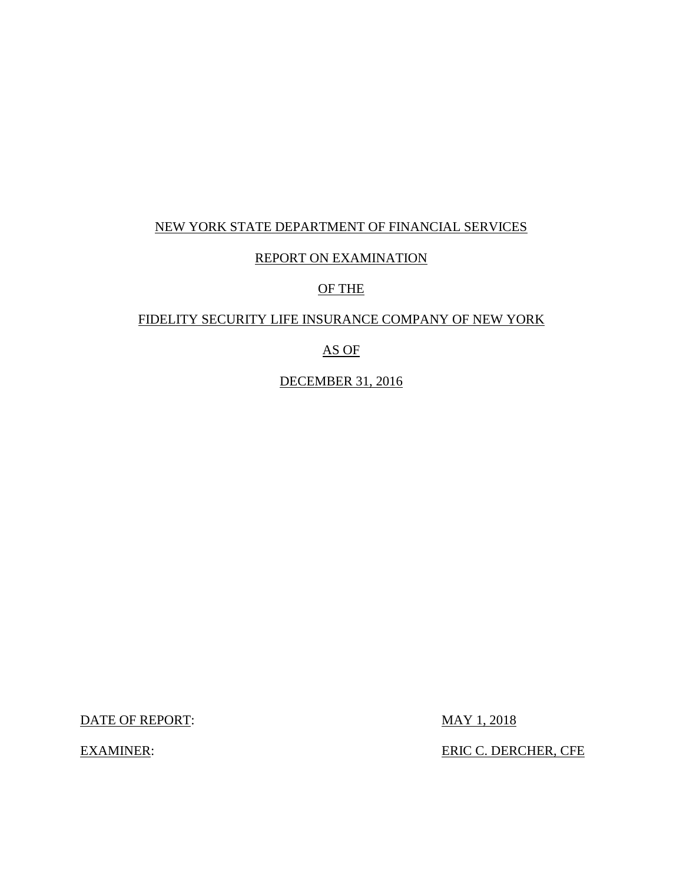NEW YORK STATE DEPARTMENT OF FINANCIAL SERVICES

REPORT ON EXAMINATION

OF THE

FIDELITY SECURITY LIFE INSURANCE COMPANY OF NEW YORK

AS OF

DECEMBER 31, 2016

DATE OF REPORT: MAY 1, 2018

EXAMINER: ERIC C. DERCHER, CFE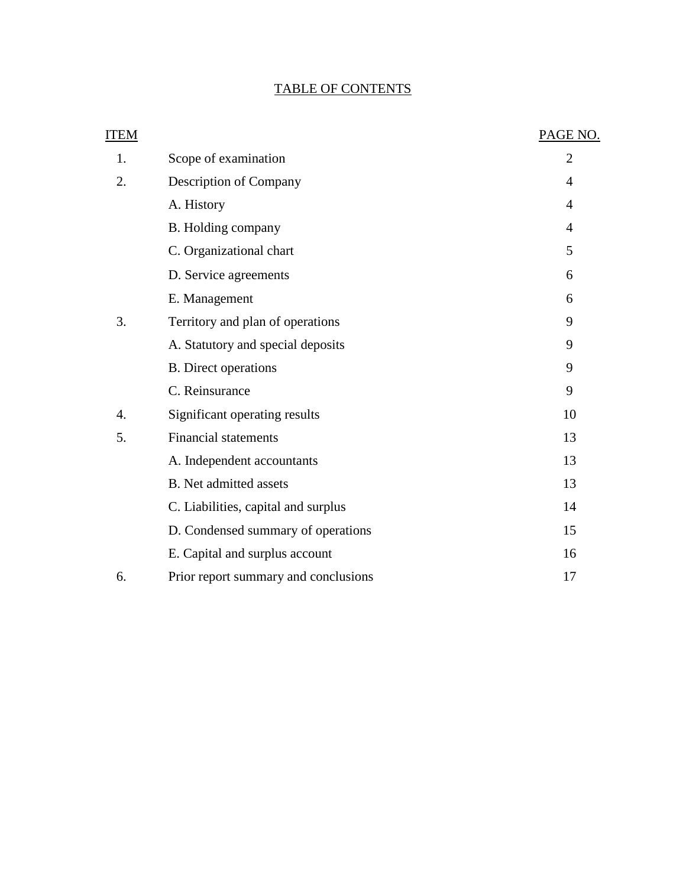## TABLE OF CONTENTS

| ITEM | | PAGE NO. |
|---|---|---|
| 1. | Scope of examination | 2 |
| 2. | Description of Company | 4 |
| | A. History | 4 |
| | B. Holding company | 4 |
| | C. Organizational chart | 5 |
| | D. Service agreements | 6 |
| | E. Management | 6 |
| 3. | Territory and plan of operations | 9 |
| | A. Statutory and special deposits | 9 |
| | B. Direct operations | 9 |
| | C. Reinsurance | 9 |
| 4. | Significant operating results | 10 |
| 5. | Financial statements | 13 |
| | A. Independent accountants | 13 |
| | B. Net admitted assets | 13 |
| | C. Liabilities, capital and surplus | 14 |
| | D. Condensed summary of operations | 15 |
| | E. Capital and surplus account | 16 |
| 6. | Prior report summary and conclusions | 17 |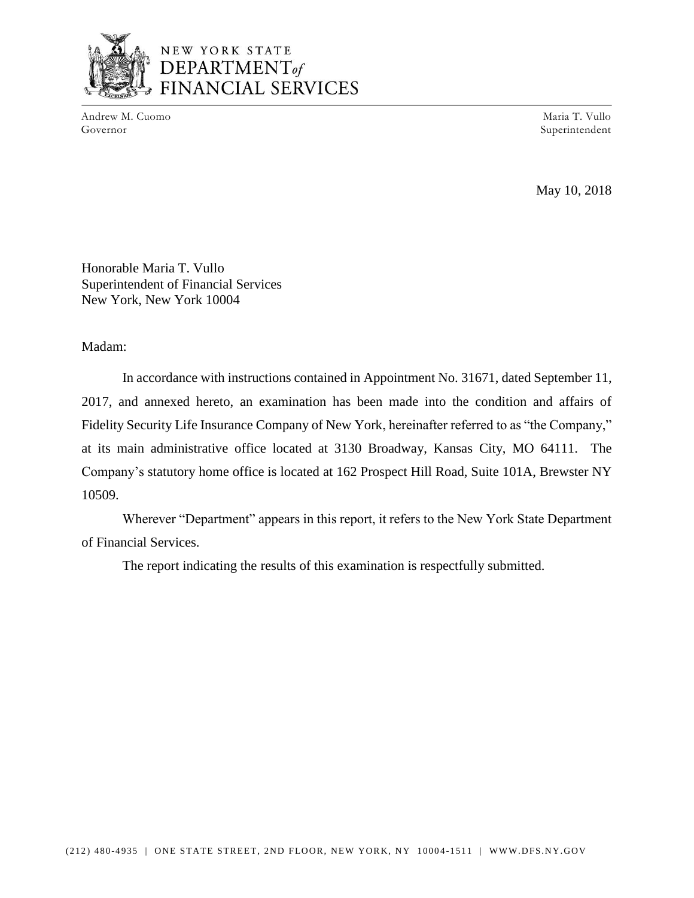NEW YORK STATE
DEPARTMENT *of*
FINANCIAL SERVICES

Andrew M. Cuomo
Governor

Maria T. Vullo
Superintendent

May 10, 2018

Honorable Maria T. Vullo
Superintendent of Financial Services
New York, New York 10004

Madam:

In accordance with instructions contained in Appointment No. 31671, dated September 11, 2017, and annexed hereto, an examination has been made into the condition and affairs of Fidelity Security Life Insurance Company of New York, hereinafter referred to as "the Company," at its main administrative office located at 3130 Broadway, Kansas City, MO 64111. The Company's statutory home office is located at 162 Prospect Hill Road, Suite 101A, Brewster NY 10509.

Wherever "Department" appears in this report, it refers to the New York State Department of Financial Services.

The report indicating the results of this examination is respectfully submitted.

(212) 480-4935 | ONE STATE STREET, 2ND FLOOR, NEW YORK, NY 10004-1511 | WWW.DFS.NY.GOV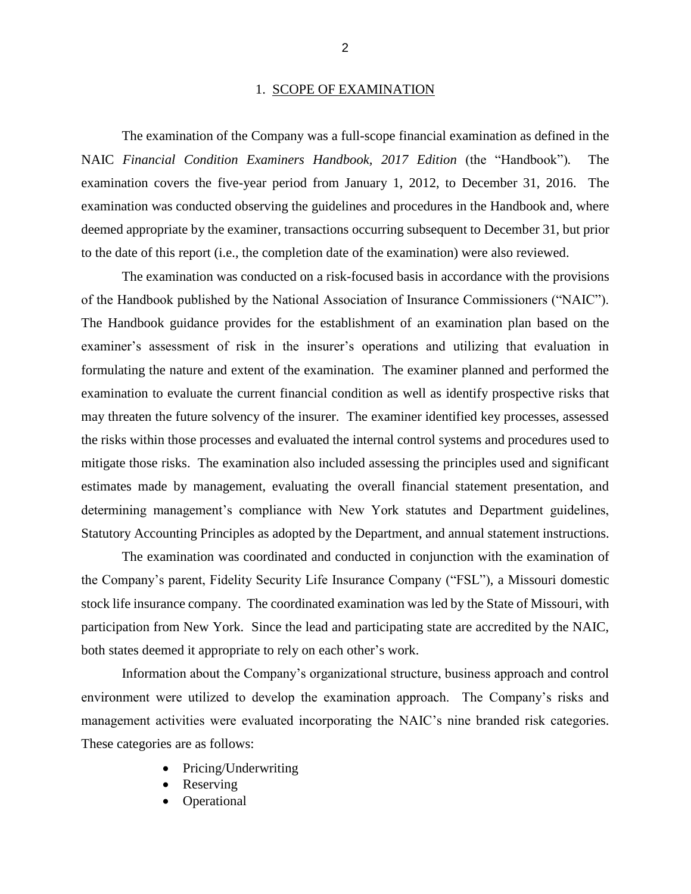## 1. SCOPE OF EXAMINATION

The examination of the Company was a full-scope financial examination as defined in the NAIC *Financial Condition Examiners Handbook, 2017 Edition* (the "Handbook"). The examination covers the five-year period from January 1, 2012, to December 31, 2016. The examination was conducted observing the guidelines and procedures in the Handbook and, where deemed appropriate by the examiner, transactions occurring subsequent to December 31, but prior to the date of this report (i.e., the completion date of the examination) were also reviewed.

The examination was conducted on a risk-focused basis in accordance with the provisions of the Handbook published by the National Association of Insurance Commissioners ("NAIC"). The Handbook guidance provides for the establishment of an examination plan based on the examiner's assessment of risk in the insurer's operations and utilizing that evaluation in formulating the nature and extent of the examination. The examiner planned and performed the examination to evaluate the current financial condition as well as identify prospective risks that may threaten the future solvency of the insurer. The examiner identified key processes, assessed the risks within those processes and evaluated the internal control systems and procedures used to mitigate those risks. The examination also included assessing the principles used and significant estimates made by management, evaluating the overall financial statement presentation, and determining management's compliance with New York statutes and Department guidelines, Statutory Accounting Principles as adopted by the Department, and annual statement instructions.

The examination was coordinated and conducted in conjunction with the examination of the Company's parent, Fidelity Security Life Insurance Company ("FSL"), a Missouri domestic stock life insurance company. The coordinated examination was led by the State of Missouri, with participation from New York. Since the lead and participating state are accredited by the NAIC, both states deemed it appropriate to rely on each other's work.

Information about the Company's organizational structure, business approach and control environment were utilized to develop the examination approach. The Company's risks and management activities were evaluated incorporating the NAIC's nine branded risk categories. These categories are as follows:

- Pricing/Underwriting
- Reserving
- Operational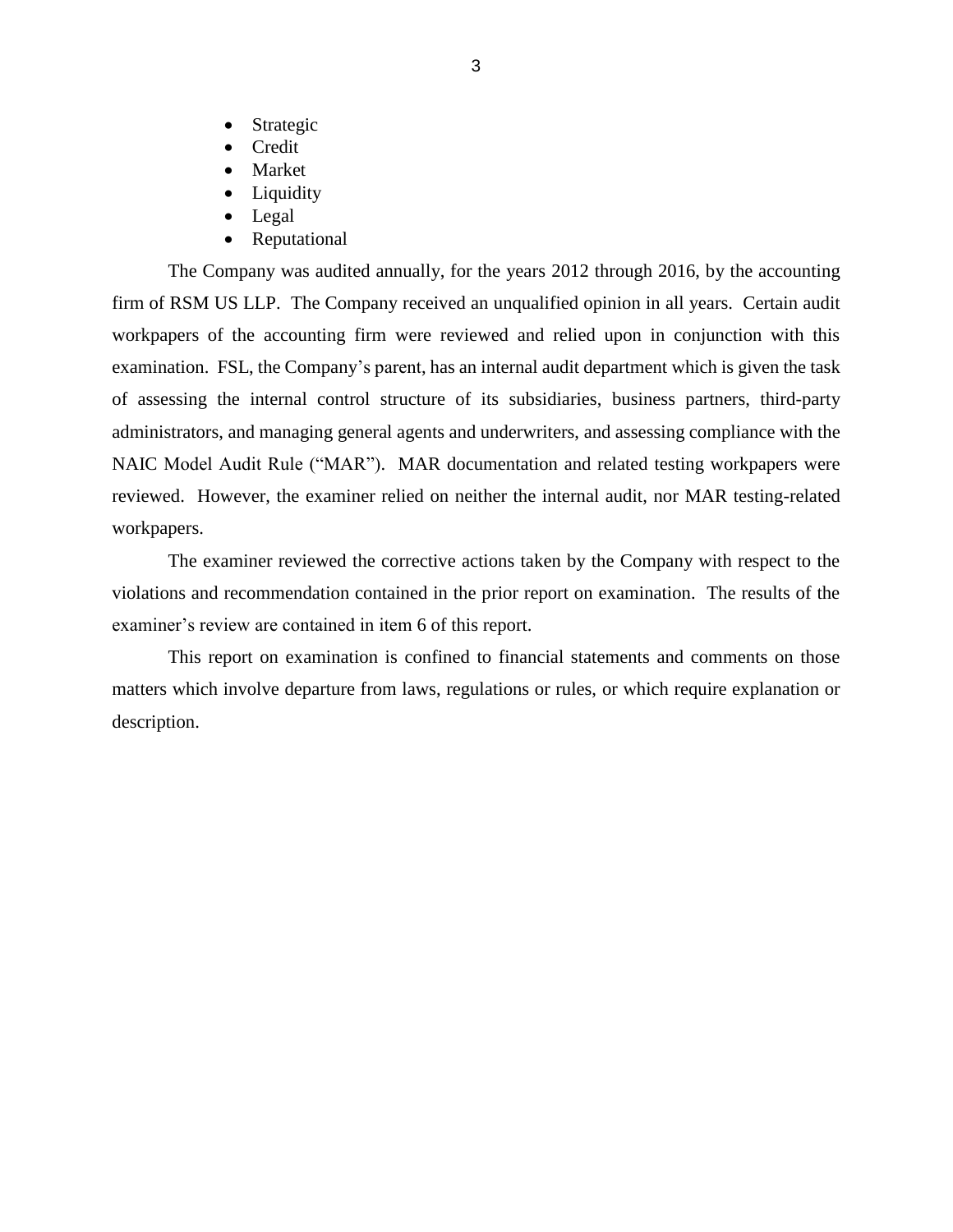- Strategic
- Credit
- Market
- Liquidity
- Legal
- Reputational

The Company was audited annually, for the years 2012 through 2016, by the accounting firm of RSM US LLP. The Company received an unqualified opinion in all years. Certain audit workpapers of the accounting firm were reviewed and relied upon in conjunction with this examination. FSL, the Company's parent, has an internal audit department which is given the task of assessing the internal control structure of its subsidiaries, business partners, third-party administrators, and managing general agents and underwriters, and assessing compliance with the NAIC Model Audit Rule ("MAR"). MAR documentation and related testing workpapers were reviewed. However, the examiner relied on neither the internal audit, nor MAR testing-related workpapers.

The examiner reviewed the corrective actions taken by the Company with respect to the violations and recommendation contained in the prior report on examination. The results of the examiner's review are contained in item 6 of this report.

This report on examination is confined to financial statements and comments on those matters which involve departure from laws, regulations or rules, or which require explanation or description.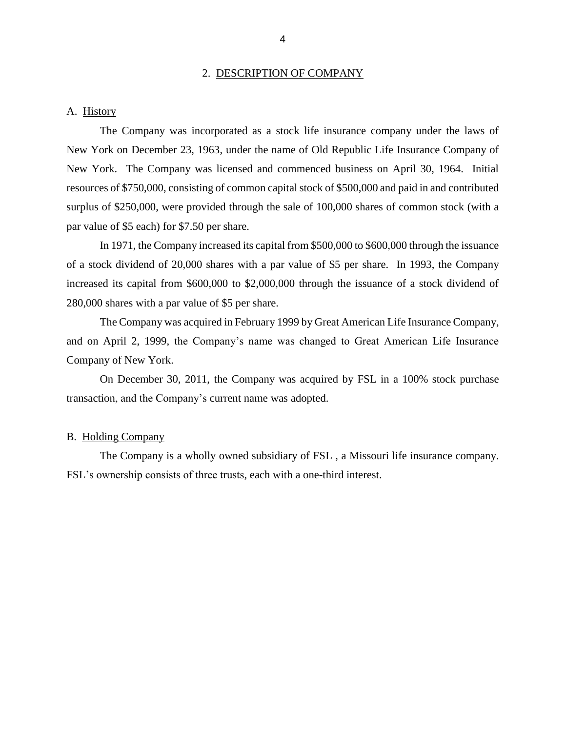## 2. DESCRIPTION OF COMPANY

### A. History

The Company was incorporated as a stock life insurance company under the laws of New York on December 23, 1963, under the name of Old Republic Life Insurance Company of New York. The Company was licensed and commenced business on April 30, 1964. Initial resources of $750,000, consisting of common capital stock of $500,000 and paid in and contributed surplus of $250,000, were provided through the sale of 100,000 shares of common stock (with a par value of $5 each) for $7.50 per share.

In 1971, the Company increased its capital from $500,000 to $600,000 through the issuance of a stock dividend of 20,000 shares with a par value of $5 per share. In 1993, the Company increased its capital from $600,000 to $2,000,000 through the issuance of a stock dividend of 280,000 shares with a par value of $5 per share.

The Company was acquired in February 1999 by Great American Life Insurance Company, and on April 2, 1999, the Company's name was changed to Great American Life Insurance Company of New York.

On December 30, 2011, the Company was acquired by FSL in a 100% stock purchase transaction, and the Company's current name was adopted.

### B. Holding Company

The Company is a wholly owned subsidiary of FSL , a Missouri life insurance company. FSL's ownership consists of three trusts, each with a one-third interest.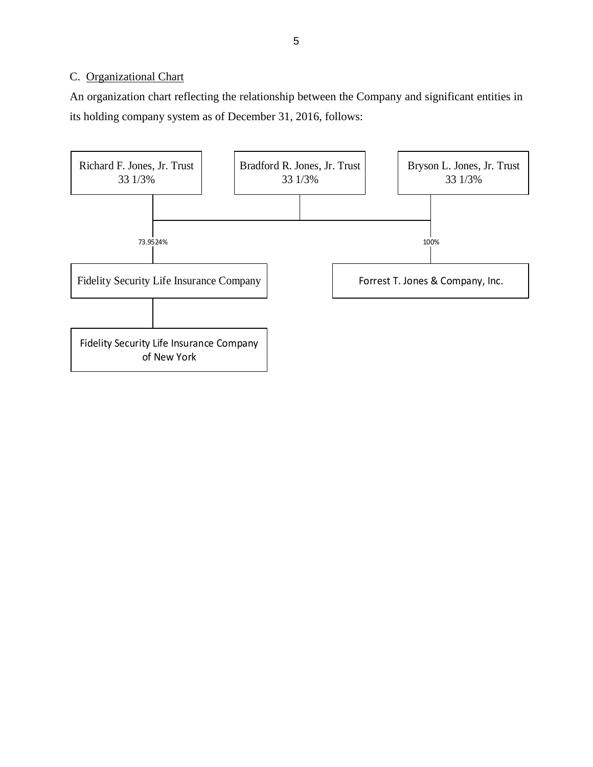C. Organizational Chart

An organization chart reflecting the relationship between the Company and significant entities in its holding company system as of December 31, 2016, follows:

Richard F. Jones, Jr. Trust
33 1/3%

Bradford R. Jones, Jr. Trust
33 1/3%

Bryson L. Jones, Jr. Trust
33 1/3%

73.9524%

100%

Fidelity Security Life Insurance Company

Forrest T. Jones & Company, Inc.

Fidelity Security Life Insurance Company of New York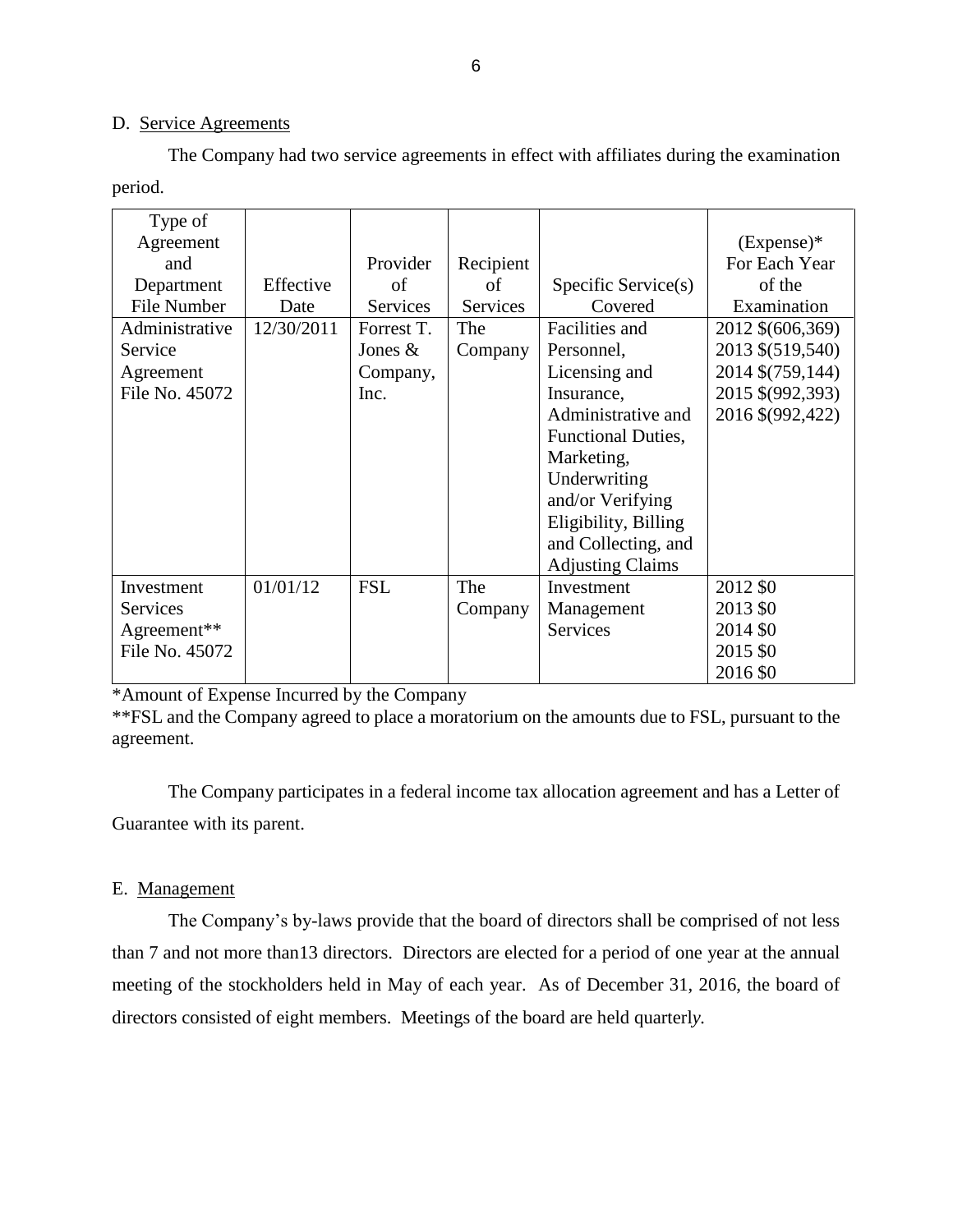D. Service Agreements

The Company had two service agreements in effect with affiliates during the examination period.

| Type of Agreement and Department File Number | Effective Date | Provider of Services | Recipient of Services | Specific Service(s) Covered | (Expense)* For Each Year of the Examination |
|---|---|---|---|---|---|
| Administrative Service Agreement File No. 45072 | 12/30/2011 | Forrest T. Jones & Company, Inc. | The Company | Facilities and Personnel, Licensing and Insurance, Administrative and Functional Duties, Marketing, Underwriting and/or Verifying Eligibility, Billing and Collecting, and Adjusting Claims | 2012 $(606,369)<br>2013 $(519,540)<br>2014 $(759,144)<br>2015 $(992,393)<br>2016 $(992,422) |
| Investment Services Agreement** File No. 45072 | 01/01/12 | FSL | The Company | Investment Management Services | 2012 $0<br>2013 $0<br>2014 $0<br>2015 $0<br>2016 $0 |

*Amount of Expense Incurred by the Company

**FSL and the Company agreed to place a moratorium on the amounts due to FSL, pursuant to the agreement.

The Company participates in a federal income tax allocation agreement and has a Letter of Guarantee with its parent.

E. Management

The Company's by-laws provide that the board of directors shall be comprised of not less than 7 and not more than13 directors. Directors are elected for a period of one year at the annual meeting of the stockholders held in May of each year. As of December 31, 2016, the board of directors consisted of eight members. Meetings of the board are held quarterly.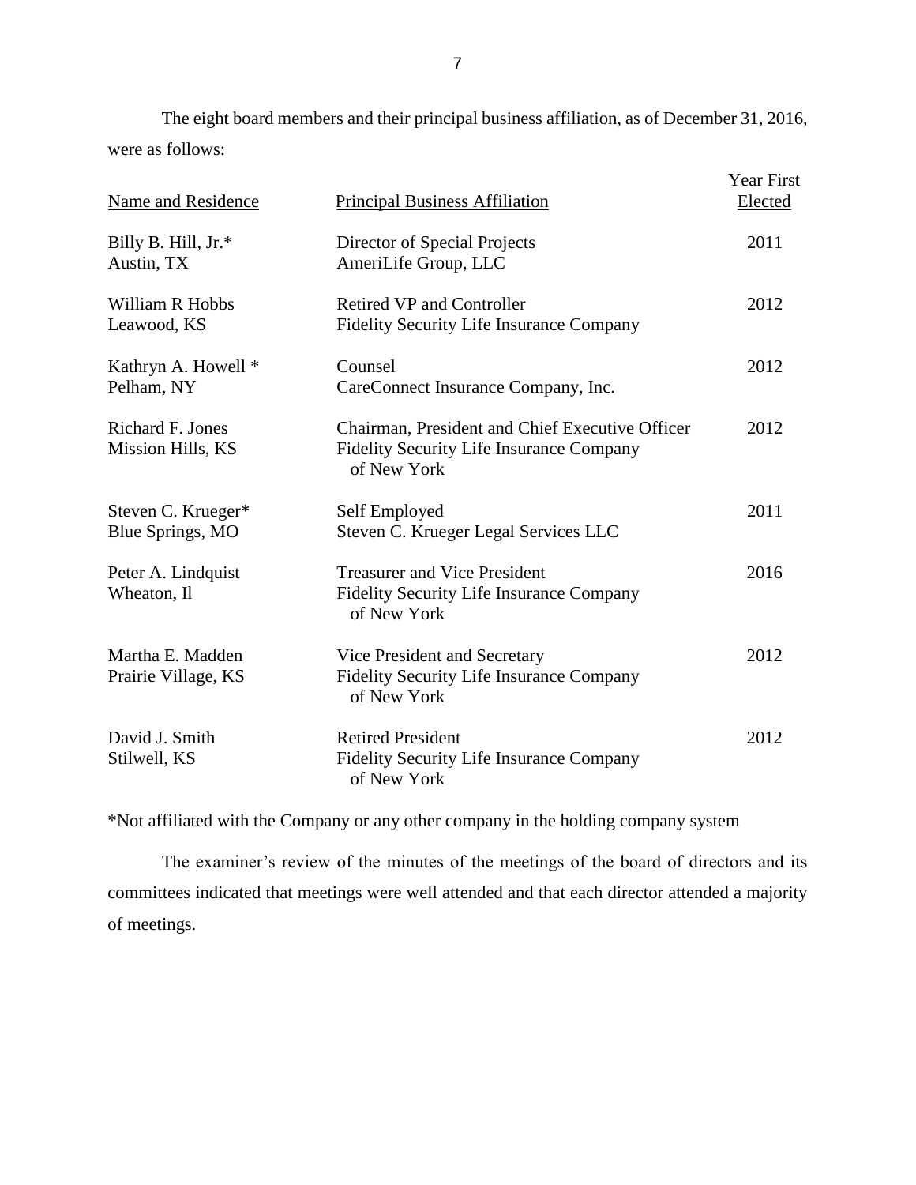The eight board members and their principal business affiliation, as of December 31, 2016, were as follows:

| Name and Residence | Principal Business Affiliation | Year First Elected |
|---|---|---|
| Billy B. Hill, Jr.*<br>Austin, TX | Director of Special Projects<br>AmeriLife Group, LLC | 2011 |
| William R Hobbs<br>Leawood, KS | Retired VP and Controller<br>Fidelity Security Life Insurance Company | 2012 |
| Kathryn A. Howell *<br>Pelham, NY | Counsel<br>CareConnect Insurance Company, Inc. | 2012 |
| Richard F. Jones<br>Mission Hills, KS | Chairman, President and Chief Executive Officer<br>Fidelity Security Life Insurance Company of New York | 2012 |
| Steven C. Krueger*<br>Blue Springs, MO | Self Employed<br>Steven C. Krueger Legal Services LLC | 2011 |
| Peter A. Lindquist<br>Wheaton, Il | Treasurer and Vice President<br>Fidelity Security Life Insurance Company of New York | 2016 |
| Martha E. Madden<br>Prairie Village, KS | Vice President and Secretary<br>Fidelity Security Life Insurance Company of New York | 2012 |
| David J. Smith<br>Stilwell, KS | Retired President<br>Fidelity Security Life Insurance Company of New York | 2012 |

*Not affiliated with the Company or any other company in the holding company system

The examiner's review of the minutes of the meetings of the board of directors and its committees indicated that meetings were well attended and that each director attended a majority of meetings.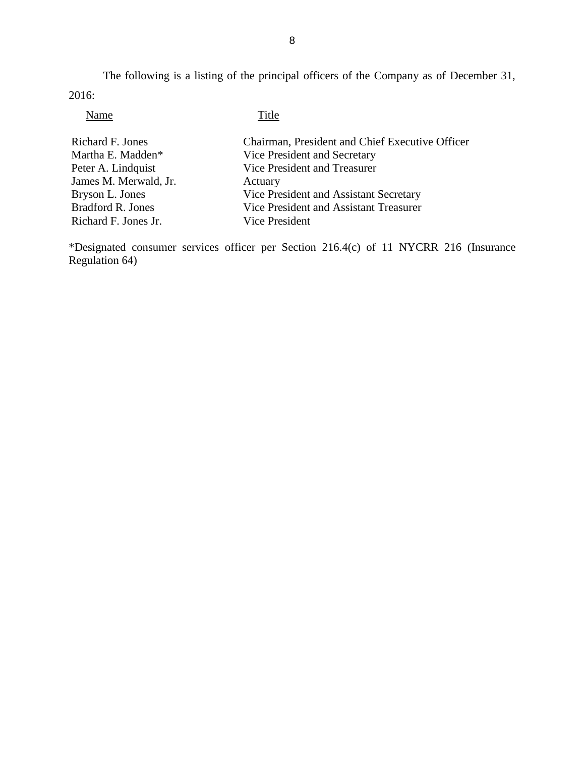The following is a listing of the principal officers of the Company as of December 31, 2016:

| Name | Title |
| --- | --- |
| Richard F. Jones | Chairman, President and Chief Executive Officer |
| Martha E. Madden* | Vice President and Secretary |
| Peter A. Lindquist | Vice President and Treasurer |
| James M. Merwald, Jr. | Actuary |
| Bryson L. Jones | Vice President and Assistant Secretary |
| Bradford R. Jones | Vice President and Assistant Treasurer |
| Richard F. Jones Jr. | Vice President |

*Designated consumer services officer per Section 216.4(c) of 11 NYCRR 216 (Insurance Regulation 64)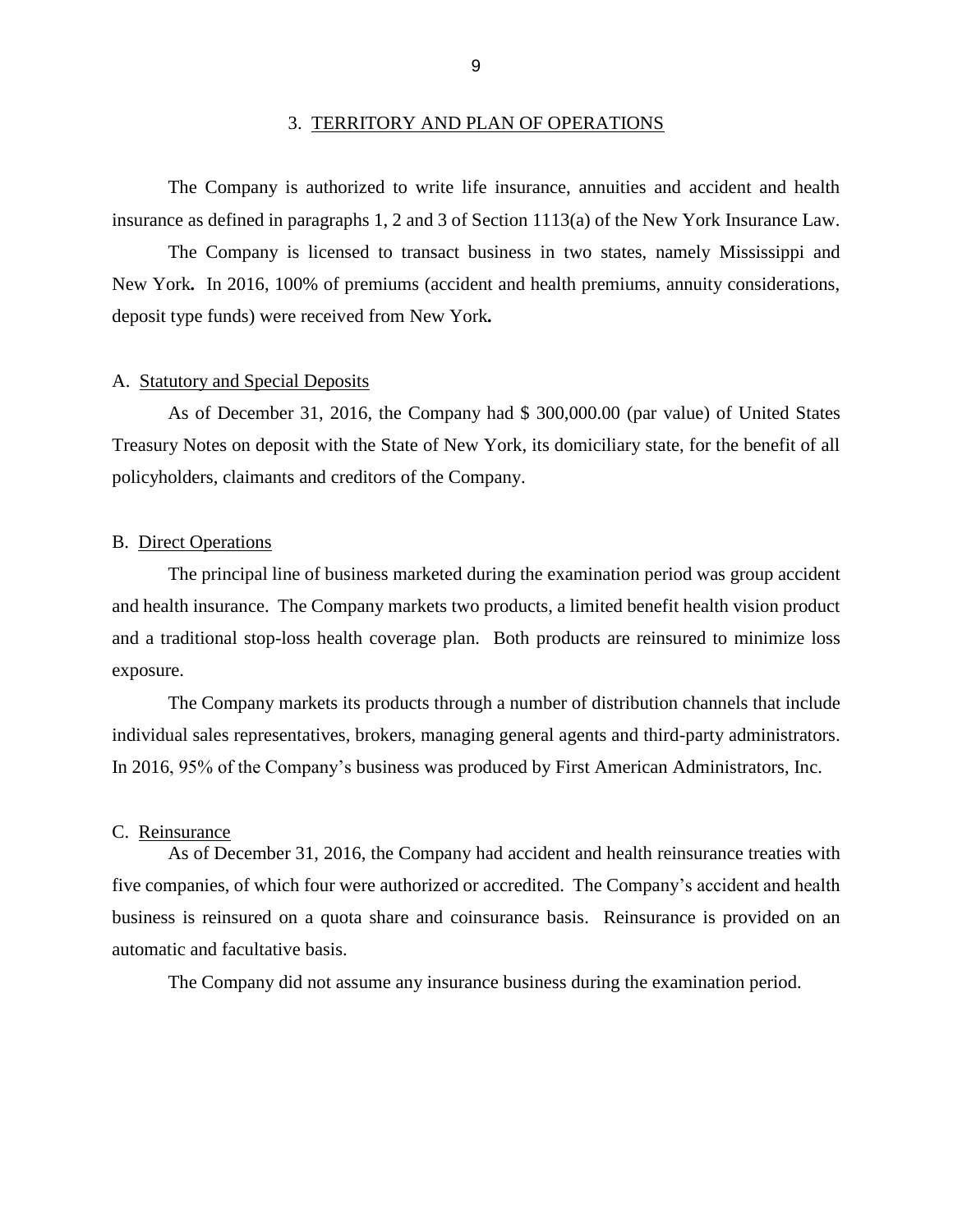## 3. TERRITORY AND PLAN OF OPERATIONS

The Company is authorized to write life insurance, annuities and accident and health insurance as defined in paragraphs 1, 2 and 3 of Section 1113(a) of the New York Insurance Law.

The Company is licensed to transact business in two states, namely Mississippi and New York**.** In 2016, 100% of premiums (accident and health premiums, annuity considerations, deposit type funds) were received from New York**.**

### A. Statutory and Special Deposits

As of December 31, 2016, the Company had $ 300,000.00 (par value) of United States Treasury Notes on deposit with the State of New York, its domiciliary state, for the benefit of all policyholders, claimants and creditors of the Company.

### B. Direct Operations

The principal line of business marketed during the examination period was group accident and health insurance. The Company markets two products, a limited benefit health vision product and a traditional stop-loss health coverage plan. Both products are reinsured to minimize loss exposure.

The Company markets its products through a number of distribution channels that include individual sales representatives, brokers, managing general agents and third-party administrators. In 2016, 95% of the Company's business was produced by First American Administrators, Inc.

### C. Reinsurance

As of December 31, 2016, the Company had accident and health reinsurance treaties with five companies, of which four were authorized or accredited. The Company's accident and health business is reinsured on a quota share and coinsurance basis. Reinsurance is provided on an automatic and facultative basis.

The Company did not assume any insurance business during the examination period.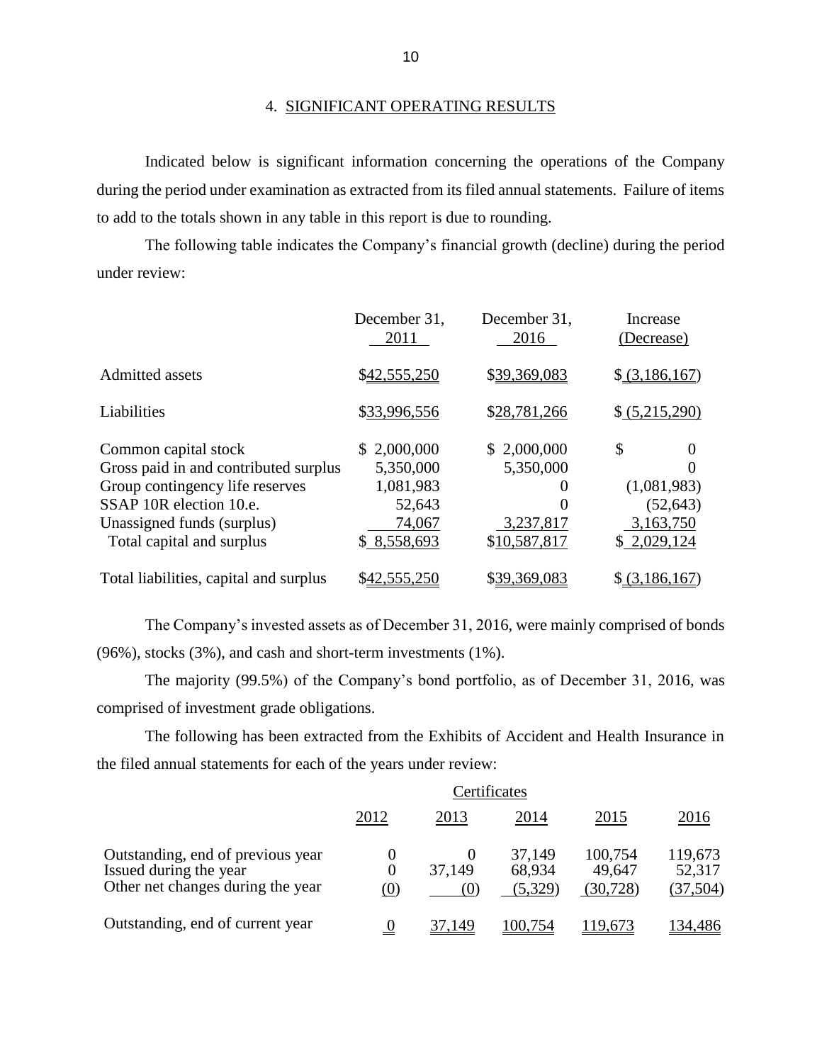## 4. SIGNIFICANT OPERATING RESULTS

Indicated below is significant information concerning the operations of the Company during the period under examination as extracted from its filed annual statements. Failure of items to add to the totals shown in any table in this report is due to rounding.

The following table indicates the Company's financial growth (decline) during the period under review:

| | December 31, 2011 | December 31, 2016 | Increase (Decrease) |
|---|---|---|---|
| Admitted assets | $42,555,250 | $39,369,083 | $ (3,186,167) |
| Liabilities | $33,996,556 | $28,781,266 | $ (5,215,290) |
| Common capital stock | $ 2,000,000 | $ 2,000,000 | $ 0 |
| Gross paid in and contributed surplus | 5,350,000 | 5,350,000 | 0 |
| Group contingency life reserves | 1,081,983 | 0 | (1,081,983) |
| SSAP 10R election 10.e. | 52,643 | 0 | (52,643) |
| Unassigned funds (surplus) | 74,067 | 3,237,817 | 3,163,750 |
| Total capital and surplus | $ 8,558,693 | $10,587,817 | $ 2,029,124 |
| Total liabilities, capital and surplus | $42,555,250 | $39,369,083 | $ (3,186,167) |

The Company's invested assets as of December 31, 2016, were mainly comprised of bonds (96%), stocks (3%), and cash and short-term investments (1%).

The majority (99.5%) of the Company's bond portfolio, as of December 31, 2016, was comprised of investment grade obligations.

The following has been extracted from the Exhibits of Accident and Health Insurance in the filed annual statements for each of the years under review:

| | Certificates | | | | |
|---|---|---|---|---|---|
| | 2012 | 2013 | 2014 | 2015 | 2016 |
| Outstanding, end of previous year | 0 | 0 | 37,149 | 100,754 | 119,673 |
| Issued during the year | 0 | 37,149 | 68,934 | 49,647 | 52,317 |
| Other net changes during the year | (0) | (0) | (5,329) | (30,728) | (37,504) |
| Outstanding, end of current year | 0 | 37,149 | 100,754 | 119,673 | 134,486 |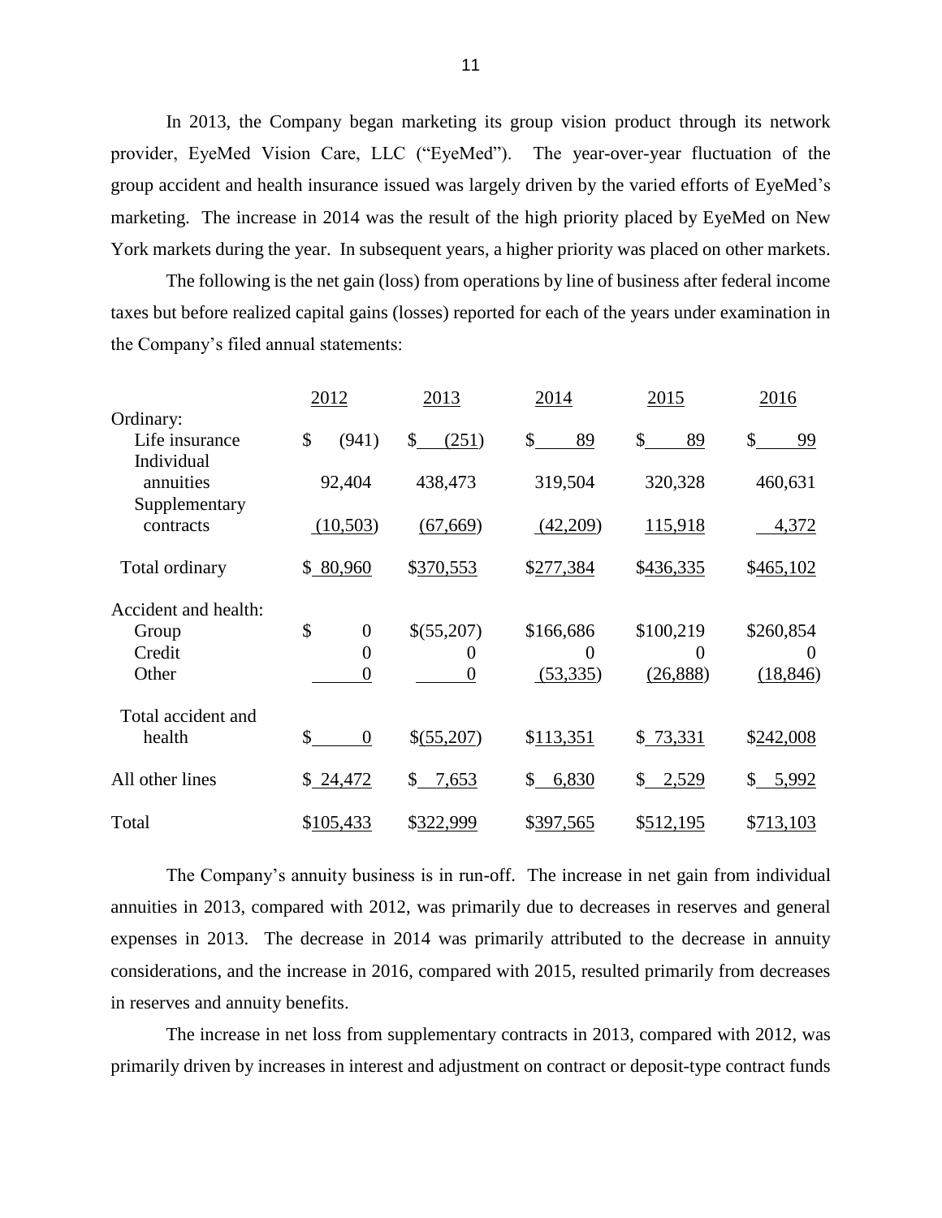In 2013, the Company began marketing its group vision product through its network provider, EyeMed Vision Care, LLC ("EyeMed"). The year-over-year fluctuation of the group accident and health insurance issued was largely driven by the varied efforts of EyeMed's marketing. The increase in 2014 was the result of the high priority placed by EyeMed on New York markets during the year. In subsequent years, a higher priority was placed on other markets.

The following is the net gain (loss) from operations by line of business after federal income taxes but before realized capital gains (losses) reported for each of the years under examination in the Company's filed annual statements:

| | 2012 | 2013 | 2014 | 2015 | 2016 |
|---|---|---|---|---|---|
| Ordinary: | | | | | |
| Life insurance | $ (941) | $ (251) | $ 89 | $ 89 | $ 99 |
| Individual annuities | 92,404 | 438,473 | 319,504 | 320,328 | 460,631 |
| Supplementary contracts | (10,503) | (67,669) | (42,209) | 115,918 | 4,372 |
| Total ordinary | $ 80,960 | $370,553 | $277,384 | $436,335 | $465,102 |
| Accident and health: | | | | | |
| Group | $ 0 | $(55,207) | $166,686 | $100,219 | $260,854 |
| Credit | 0 | 0 | 0 | 0 | 0 |
| Other | 0 | 0 | (53,335) | (26,888) | (18,846) |
| Total accident and health | $ 0 | $(55,207) | $113,351 | $ 73,331 | $242,008 |
| All other lines | $ 24,472 | $ 7,653 | $ 6,830 | $ 2,529 | $ 5,992 |
| Total | $105,433 | $322,999 | $397,565 | $512,195 | $713,103 |

The Company's annuity business is in run-off. The increase in net gain from individual annuities in 2013, compared with 2012, was primarily due to decreases in reserves and general expenses in 2013. The decrease in 2014 was primarily attributed to the decrease in annuity considerations, and the increase in 2016, compared with 2015, resulted primarily from decreases in reserves and annuity benefits.

The increase in net loss from supplementary contracts in 2013, compared with 2012, was primarily driven by increases in interest and adjustment on contract or deposit-type contract funds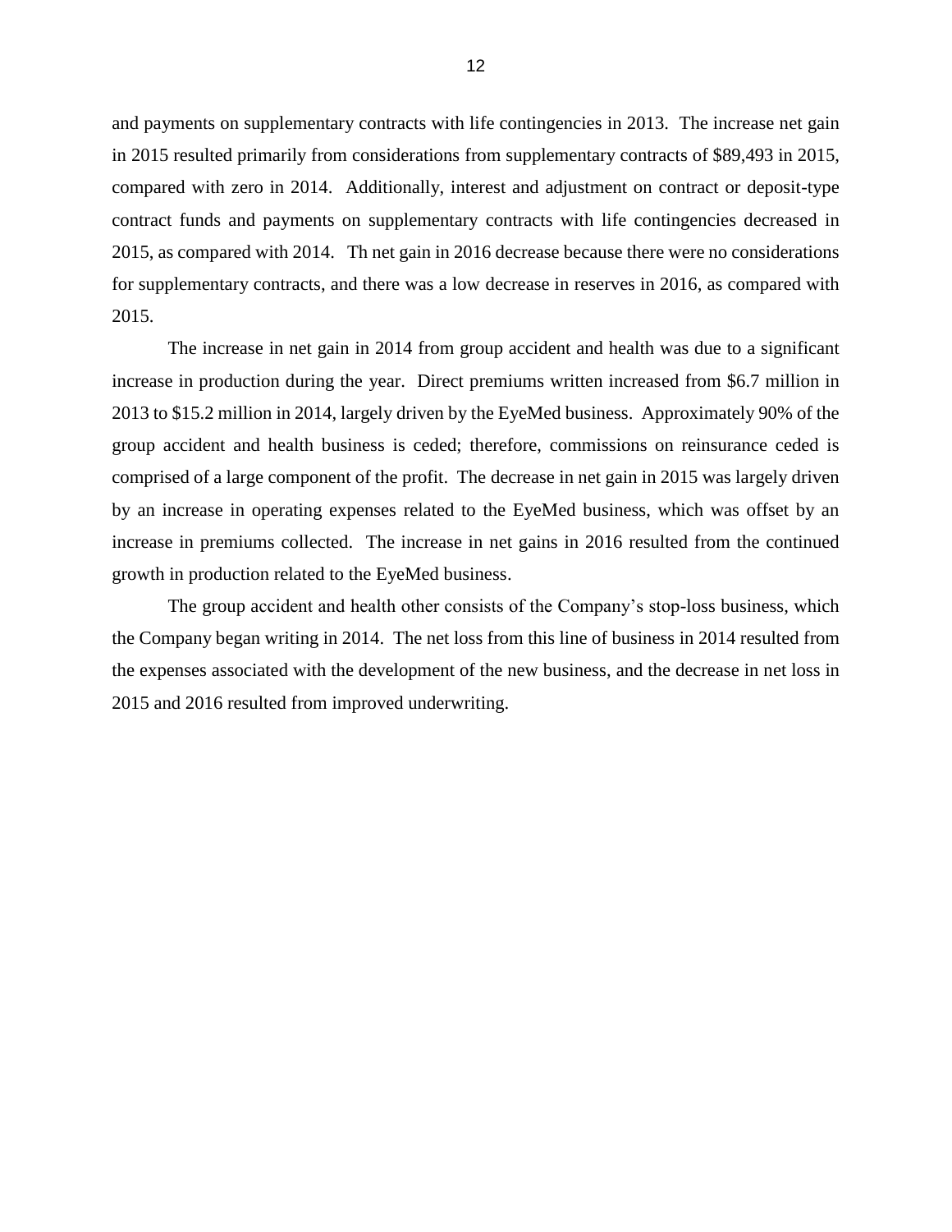and payments on supplementary contracts with life contingencies in 2013. The increase net gain in 2015 resulted primarily from considerations from supplementary contracts of $89,493 in 2015, compared with zero in 2014. Additionally, interest and adjustment on contract or deposit-type contract funds and payments on supplementary contracts with life contingencies decreased in 2015, as compared with 2014. Th net gain in 2016 decrease because there were no considerations for supplementary contracts, and there was a low decrease in reserves in 2016, as compared with 2015.

The increase in net gain in 2014 from group accident and health was due to a significant increase in production during the year. Direct premiums written increased from $6.7 million in 2013 to $15.2 million in 2014, largely driven by the EyeMed business. Approximately 90% of the group accident and health business is ceded; therefore, commissions on reinsurance ceded is comprised of a large component of the profit. The decrease in net gain in 2015 was largely driven by an increase in operating expenses related to the EyeMed business, which was offset by an increase in premiums collected. The increase in net gains in 2016 resulted from the continued growth in production related to the EyeMed business.

The group accident and health other consists of the Company's stop-loss business, which the Company began writing in 2014. The net loss from this line of business in 2014 resulted from the expenses associated with the development of the new business, and the decrease in net loss in 2015 and 2016 resulted from improved underwriting.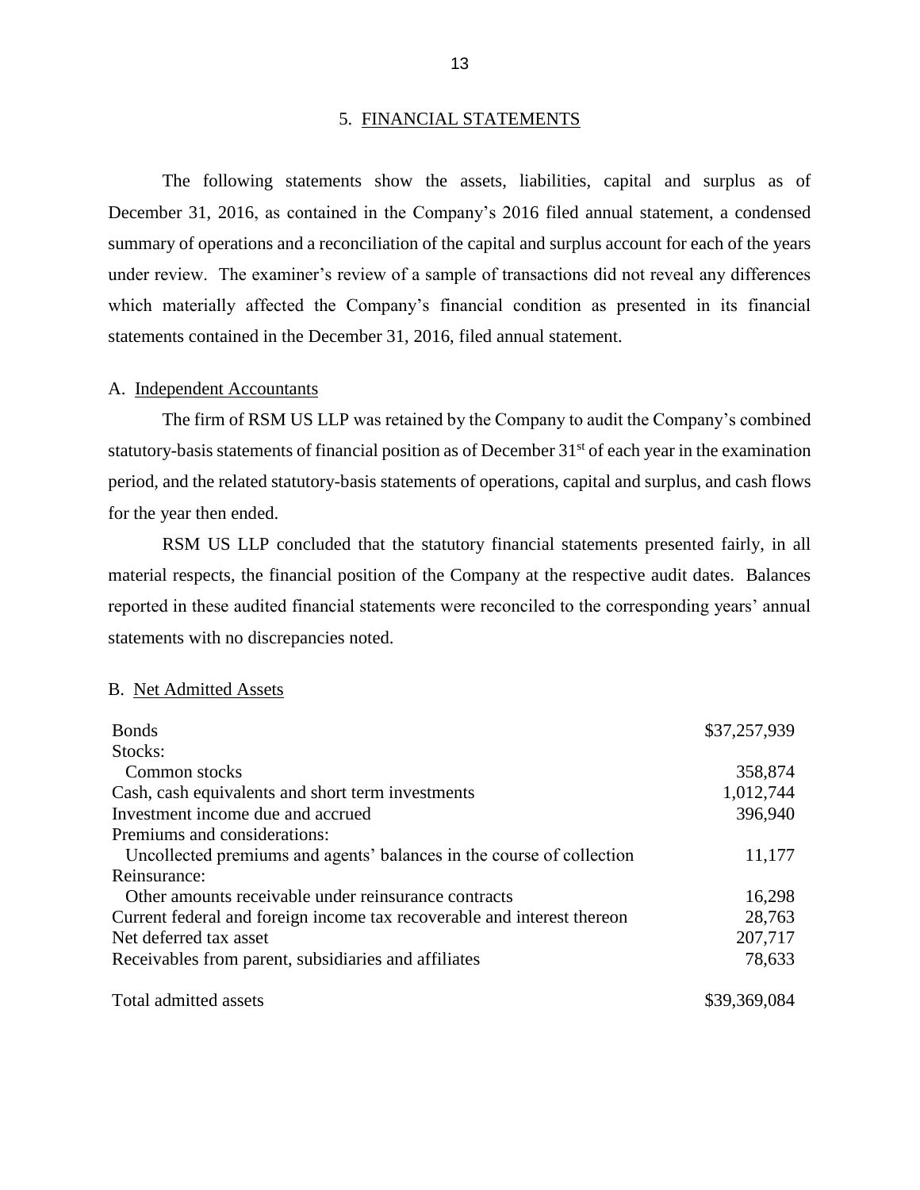## 5. FINANCIAL STATEMENTS

The following statements show the assets, liabilities, capital and surplus as of December 31, 2016, as contained in the Company's 2016 filed annual statement, a condensed summary of operations and a reconciliation of the capital and surplus account for each of the years under review. The examiner's review of a sample of transactions did not reveal any differences which materially affected the Company's financial condition as presented in its financial statements contained in the December 31, 2016, filed annual statement.

### A. Independent Accountants

The firm of RSM US LLP was retained by the Company to audit the Company's combined statutory-basis statements of financial position as of December 31st of each year in the examination period, and the related statutory-basis statements of operations, capital and surplus, and cash flows for the year then ended.

RSM US LLP concluded that the statutory financial statements presented fairly, in all material respects, the financial position of the Company at the respective audit dates. Balances reported in these audited financial statements were reconciled to the corresponding years' annual statements with no discrepancies noted.

### B. Net Admitted Assets

| | |
|---|---|
| Bonds | $37,257,939 |
| Stocks: | |
| Common stocks | 358,874 |
| Cash, cash equivalents and short term investments | 1,012,744 |
| Investment income due and accrued | 396,940 |
| Premiums and considerations: | |
| Uncollected premiums and agents' balances in the course of collection | 11,177 |
| Reinsurance: | |
| Other amounts receivable under reinsurance contracts | 16,298 |
| Current federal and foreign income tax recoverable and interest thereon | 28,763 |
| Net deferred tax asset | 207,717 |
| Receivables from parent, subsidiaries and affiliates | 78,633 |
| Total admitted assets | $39,369,084 |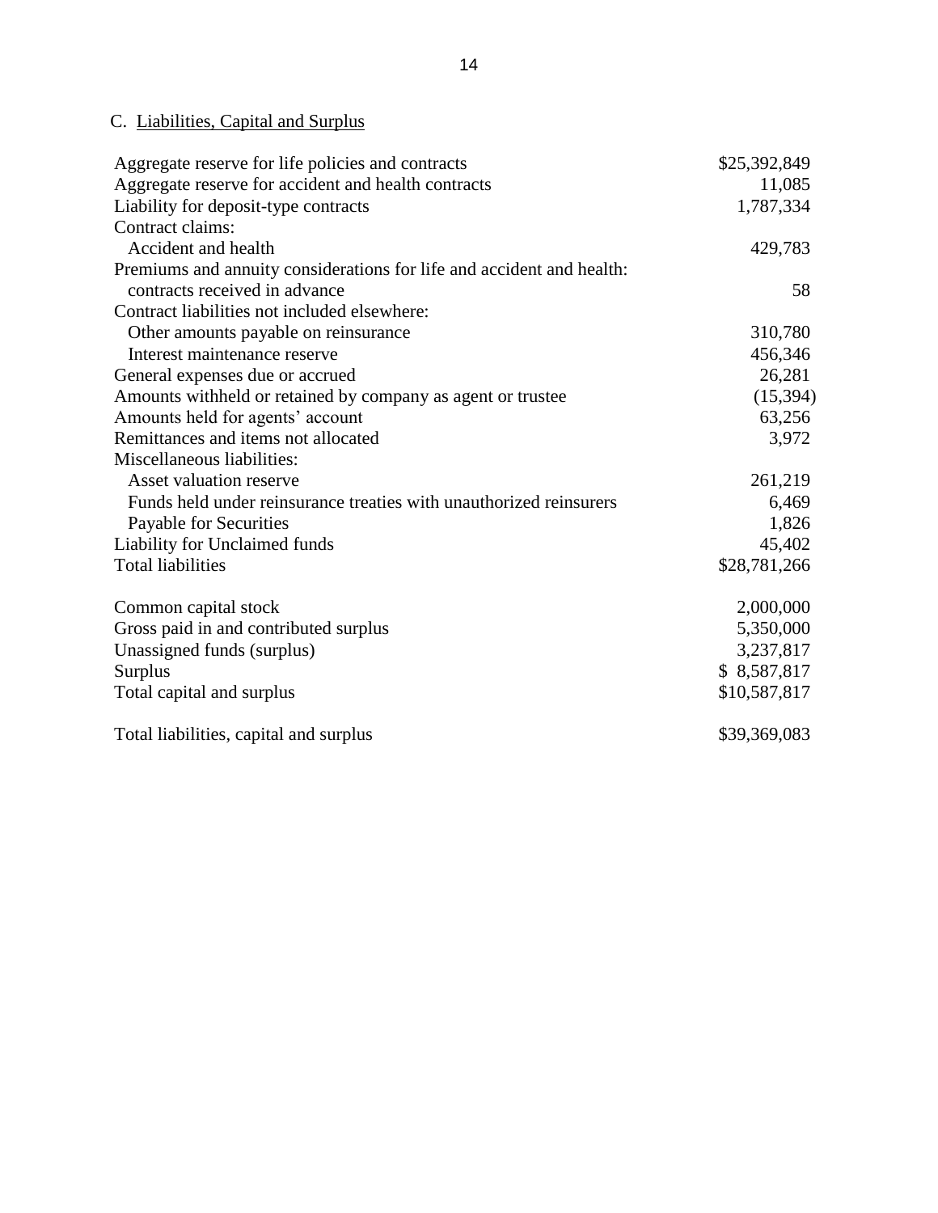C. Liabilities, Capital and Surplus

| | |
|---|---|
| Aggregate reserve for life policies and contracts | $25,392,849 |
| Aggregate reserve for accident and health contracts | 11,085 |
| Liability for deposit-type contracts | 1,787,334 |
| Contract claims: | |
| Accident and health | 429,783 |
| Premiums and annuity considerations for life and accident and health: contracts received in advance | 58 |
| Contract liabilities not included elsewhere: | |
| Other amounts payable on reinsurance | 310,780 |
| Interest maintenance reserve | 456,346 |
| General expenses due or accrued | 26,281 |
| Amounts withheld or retained by company as agent or trustee | (15,394) |
| Amounts held for agents' account | 63,256 |
| Remittances and items not allocated | 3,972 |
| Miscellaneous liabilities: | |
| Asset valuation reserve | 261,219 |
| Funds held under reinsurance treaties with unauthorized reinsurers | 6,469 |
| Payable for Securities | 1,826 |
| Liability for Unclaimed funds | 45,402 |
| Total liabilities | $28,781,266 |
| | |
| Common capital stock | 2,000,000 |
| Gross paid in and contributed surplus | 5,350,000 |
| Unassigned funds (surplus) | 3,237,817 |
| Surplus | $ 8,587,817 |
| Total capital and surplus | $10,587,817 |
| | |
| Total liabilities, capital and surplus | $39,369,083 |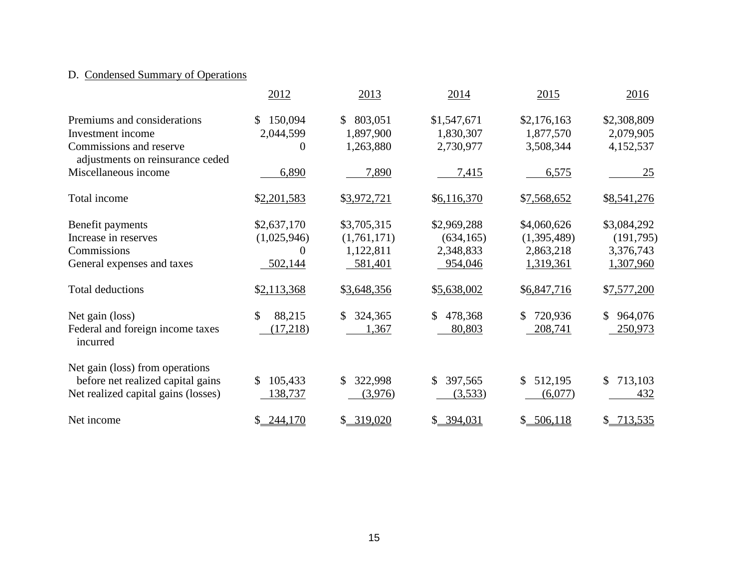D. Condensed Summary of Operations

| | 2012 | 2013 | 2014 | 2015 | 2016 |
|---|---|---|---|---|---|
| Premiums and considerations | $ 150,094 | $ 803,051 | $1,547,671 | $2,176,163 | $2,308,809 |
| Investment income | 2,044,599 | 1,897,900 | 1,830,307 | 1,877,570 | 2,079,905 |
| Commissions and reserve adjustments on reinsurance ceded | 0 | 1,263,880 | 2,730,977 | 3,508,344 | 4,152,537 |
| Miscellaneous income | 6,890 | 7,890 | 7,415 | 6,575 | 25 |
| Total income | $2,201,583 | $3,972,721 | $6,116,370 | $7,568,652 | $8,541,276 |
| Benefit payments | $2,637,170 | $3,705,315 | $2,969,288 | $4,060,626 | $3,084,292 |
| Increase in reserves | (1,025,946) | (1,761,171) | (634,165) | (1,395,489) | (191,795) |
| Commissions | 0 | 1,122,811 | 2,348,833 | 2,863,218 | 3,376,743 |
| General expenses and taxes | 502,144 | 581,401 | 954,046 | 1,319,361 | 1,307,960 |
| Total deductions | $2,113,368 | $3,648,356 | $5,638,002 | $6,847,716 | $7,577,200 |
| Net gain (loss) | $ 88,215 | $ 324,365 | $ 478,368 | $ 720,936 | $ 964,076 |
| Federal and foreign income taxes incurred | (17,218) | 1,367 | 80,803 | 208,741 | 250,973 |
| Net gain (loss) from operations before net realized capital gains | $ 105,433 | $ 322,998 | $ 397,565 | $ 512,195 | $ 713,103 |
| Net realized capital gains (losses) | 138,737 | (3,976) | (3,533) | (6,077) | 432 |
| Net income | $ 244,170 | $ 319,020 | $ 394,031 | $ 506,118 | $ 713,535 |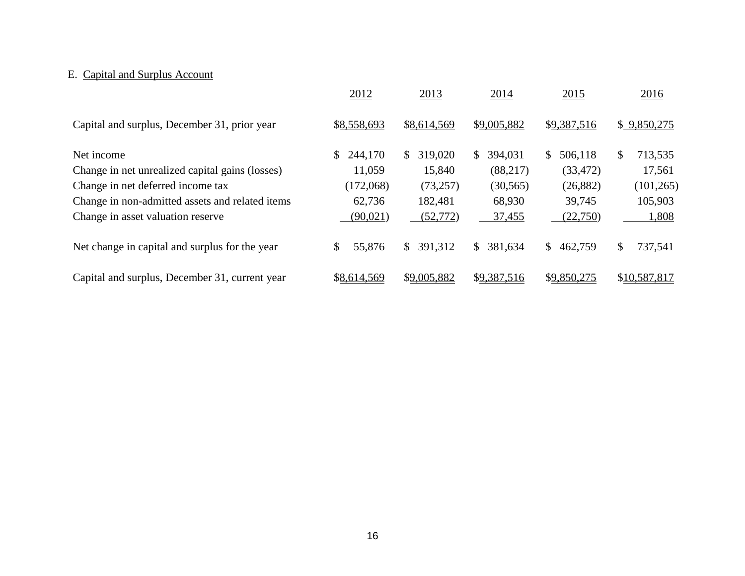E. Capital and Surplus Account

| | 2012 | 2013 | 2014 | 2015 | 2016 |
|---|---|---|---|---|---|
| Capital and surplus, December 31, prior year | $8,558,693 | $8,614,569 | $9,005,882 | $9,387,516 | $ 9,850,275 |
| | | | | | |
| Net income | $ 244,170 | $ 319,020 | $ 394,031 | $ 506,118 | $ 713,535 |
| Change in net unrealized capital gains (losses) | 11,059 | 15,840 | (88,217) | (33,472) | 17,561 |
| Change in net deferred income tax | (172,068) | (73,257) | (30,565) | (26,882) | (101,265) |
| Change in non-admitted assets and related items | 62,736 | 182,481 | 68,930 | 39,745 | 105,903 |
| Change in asset valuation reserve | (90,021) | (52,772) | 37,455 | (22,750) | 1,808 |
| | | | | | |
| Net change in capital and surplus for the year | $ 55,876 | $ 391,312 | $ 381,634 | $ 462,759 | $ 737,541 |
| | | | | | |
| Capital and surplus, December 31, current year | $8,614,569 | $9,005,882 | $9,387,516 | $9,850,275 | $10,587,817 |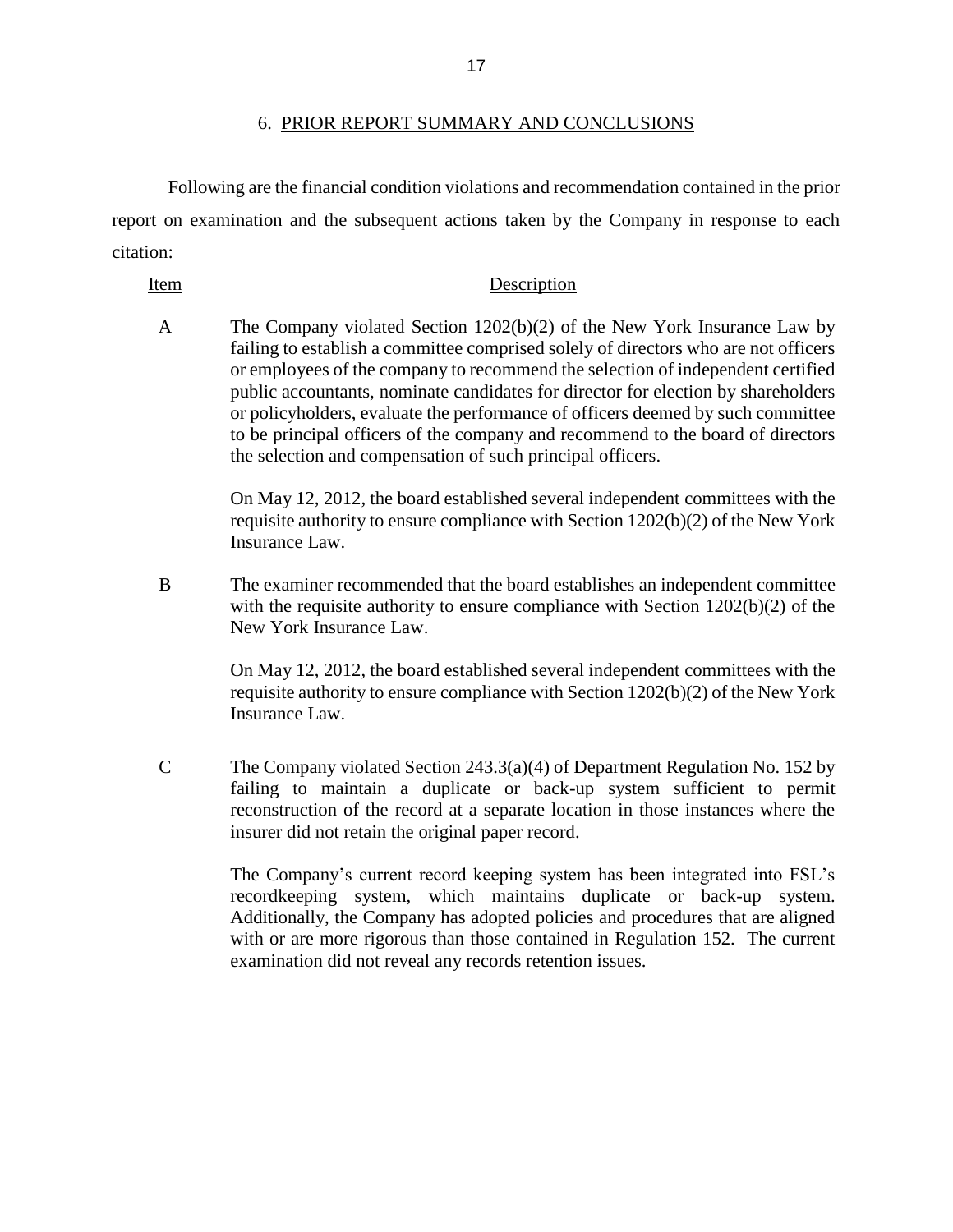## 6. PRIOR REPORT SUMMARY AND CONCLUSIONS

Following are the financial condition violations and recommendation contained in the prior report on examination and the subsequent actions taken by the Company in response to each citation:

| Item | Description |
|---|---|
| A | The Company violated Section 1202(b)(2) of the New York Insurance Law by failing to establish a committee comprised solely of directors who are not officers or employees of the company to recommend the selection of independent certified public accountants, nominate candidates for director for election by shareholders or policyholders, evaluate the performance of officers deemed by such committee to be principal officers of the company and recommend to the board of directors the selection and compensation of such principal officers.<br><br>On May 12, 2012, the board established several independent committees with the requisite authority to ensure compliance with Section 1202(b)(2) of the New York Insurance Law. |
| B | The examiner recommended that the board establishes an independent committee with the requisite authority to ensure compliance with Section 1202(b)(2) of the New York Insurance Law.<br><br>On May 12, 2012, the board established several independent committees with the requisite authority to ensure compliance with Section 1202(b)(2) of the New York Insurance Law. |
| C | The Company violated Section 243.3(a)(4) of Department Regulation No. 152 by failing to maintain a duplicate or back-up system sufficient to permit reconstruction of the record at a separate location in those instances where the insurer did not retain the original paper record.<br><br>The Company's current record keeping system has been integrated into FSL's recordkeeping system, which maintains duplicate or back-up system. Additionally, the Company has adopted policies and procedures that are aligned with or are more rigorous than those contained in Regulation 152. The current examination did not reveal any records retention issues. |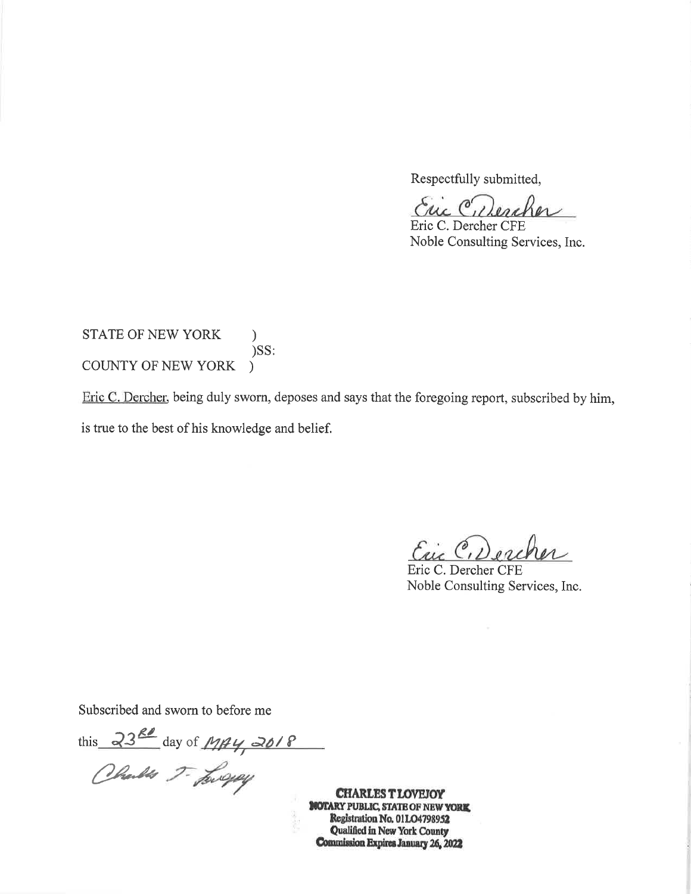Respectfully submitted,

Eric C. Dercher

Eric C. Dercher CFE
Noble Consulting Services, Inc.

STATE OF NEW YORK )
)SS:
COUNTY OF NEW YORK )

Eric C. Dercher, being duly sworn, deposes and says that the foregoing report, subscribed by him, is true to the best of his knowledge and belief.

Eric C. Dercher

Eric C. Dercher CFE
Noble Consulting Services, Inc.

Subscribed and sworn to before me

this 23[RD] day of MAY, 2018

Charles T. Lovejoy

**CHARLES T LOVEJOY**
**NOTARY PUBLIC, STATE OF NEW YORK**
**Registration No. 01LO4798952**
**Qualified in New York County**
**Commission Expires January 26, 2022**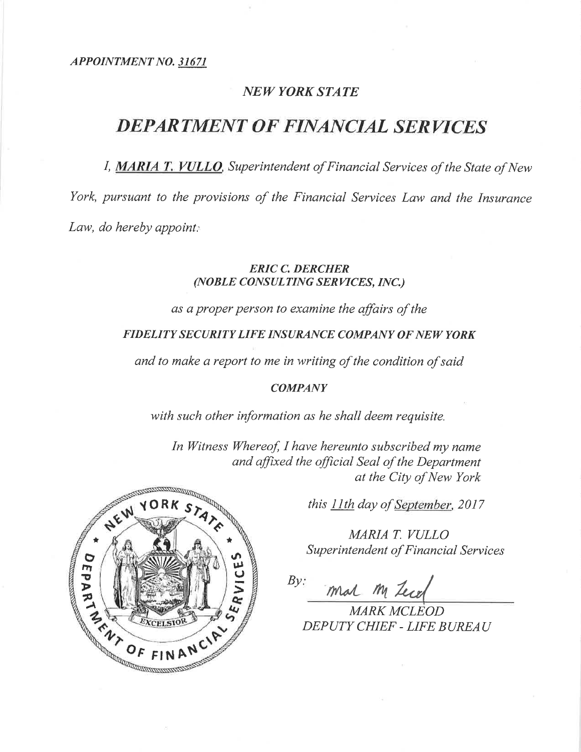*APPOINTMENT NO. 31671*

## *NEW YORK STATE*

# *DEPARTMENT OF FINANCIAL SERVICES*

*I, **MARIA T. VULLO**, Superintendent of Financial Services of the State of New York, pursuant to the provisions of the Financial Services Law and the Insurance Law, do hereby appoint:*

***ERIC C. DERCHER***
***(NOBLE CONSULTING SERVICES, INC.)***

*as a proper person to examine the affairs of the*

***FIDELITY SECURITY LIFE INSURANCE COMPANY OF NEW YORK***

*and to make a report to me in writing of the condition of said*

***COMPANY***

*with such other information as he shall deem requisite.*

*In Witness Whereof, I have hereunto subscribed my name and affixed the official Seal of the Department at the City of New York*

*this 11th day of September, 2017*

*MARIA T. VULLO*
*Superintendent of Financial Services*

*By:* mark m Leod

*MARK MCLEOD*
*DEPUTY CHIEF - LIFE BUREAU*

NEW YORK STATE DEPARTMENT OF FINANCIAL SERVICES
EXCELSIOR